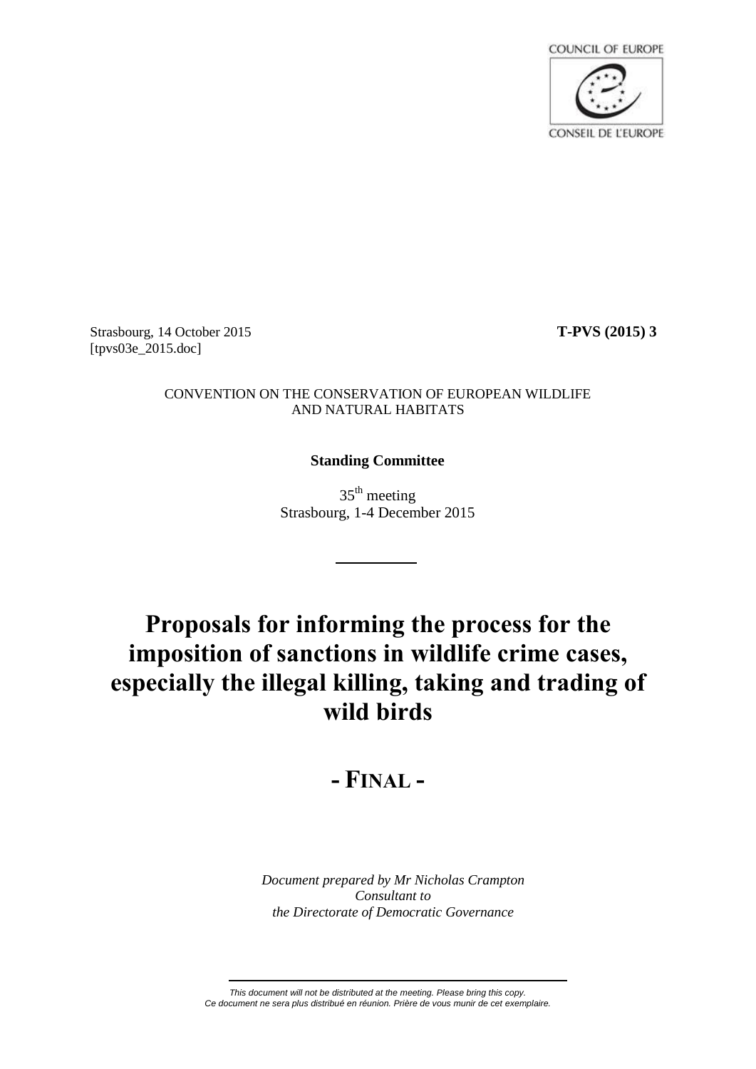COUNCIL OF EUROPE

CONSEIL DE L'EUROPE

Strasbourg, 14 October 2015 **T-PVS (2015) 3**

[tpvs03e_2015.doc]

CONVENTION ON THE CONSERVATION OF EUROPEAN WILDLIFE AND NATURAL HABITATS

**Standing Committee**

35th meeting

Strasbourg, 1-4 December 2015

# Proposals for informing the process for the imposition of sanctions in wildlife crime cases, especially the illegal killing, taking and trading of wild birds

## - FINAL -

*Document prepared by Mr Nicholas Crampton*
*Consultant to*
*the Directorate of Democratic Governance*

*This document will not be distributed at the meeting. Please bring this copy.*
*Ce document ne sera plus distribué en réunion. Prière de vous munir de cet exemplaire.*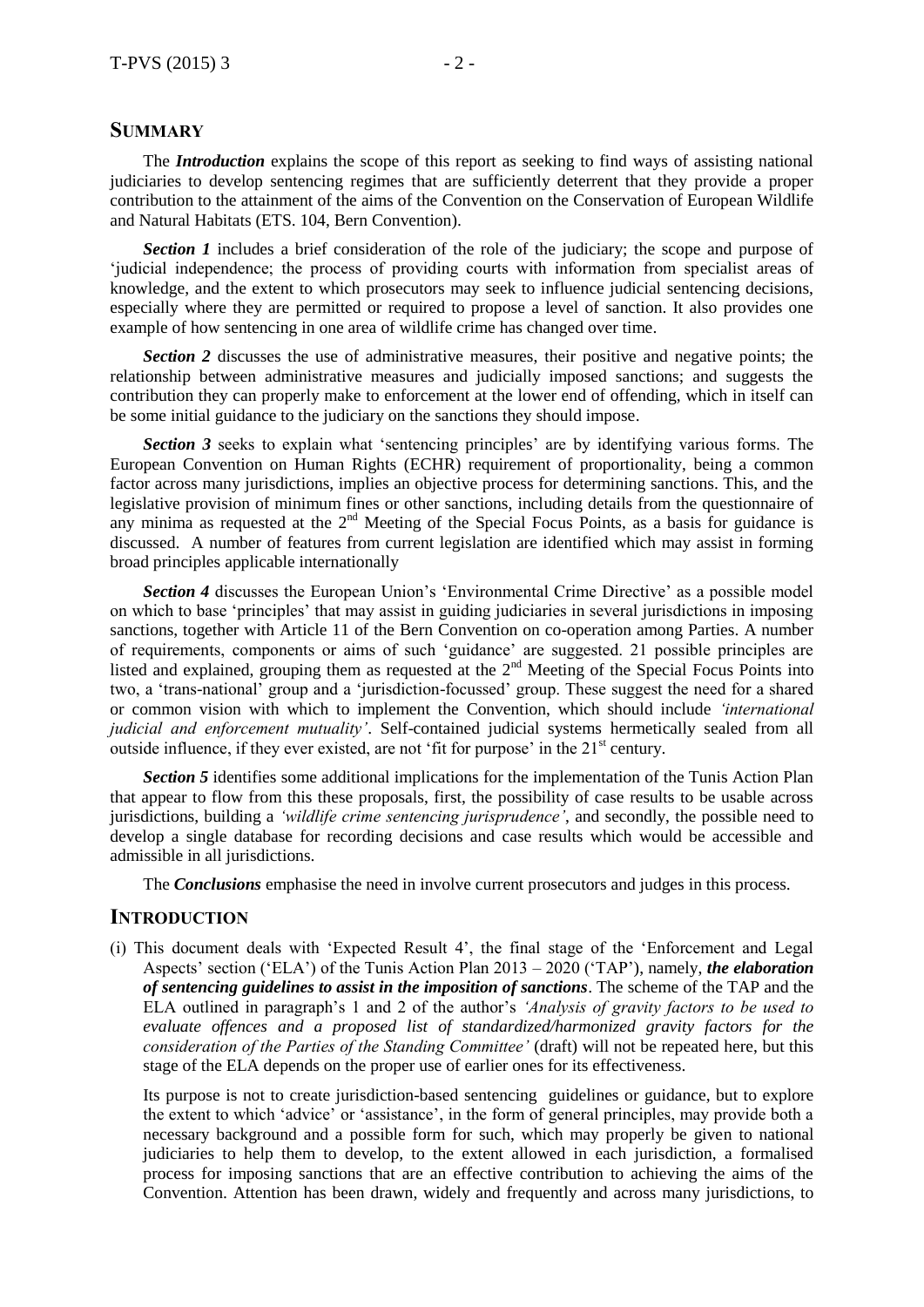## SUMMARY

The ***Introduction*** explains the scope of this report as seeking to find ways of assisting national judiciaries to develop sentencing regimes that are sufficiently deterrent that they provide a proper contribution to the attainment of the aims of the Convention on the Conservation of European Wildlife and Natural Habitats (ETS. 104, Bern Convention).

***Section 1*** includes a brief consideration of the role of the judiciary; the scope and purpose of 'judicial independence; the process of providing courts with information from specialist areas of knowledge, and the extent to which prosecutors may seek to influence judicial sentencing decisions, especially where they are permitted or required to propose a level of sanction. It also provides one example of how sentencing in one area of wildlife crime has changed over time.

***Section 2*** discusses the use of administrative measures, their positive and negative points; the relationship between administrative measures and judicially imposed sanctions; and suggests the contribution they can properly make to enforcement at the lower end of offending, which in itself can be some initial guidance to the judiciary on the sanctions they should impose.

***Section 3*** seeks to explain what 'sentencing principles' are by identifying various forms. The European Convention on Human Rights (ECHR) requirement of proportionality, being a common factor across many jurisdictions, implies an objective process for determining sanctions. This, and the legislative provision of minimum fines or other sanctions, including details from the questionnaire of any minima as requested at the 2nd Meeting of the Special Focus Points, as a basis for guidance is discussed. A number of features from current legislation are identified which may assist in forming broad principles applicable internationally

***Section 4*** discusses the European Union's 'Environmental Crime Directive' as a possible model on which to base 'principles' that may assist in guiding judiciaries in several jurisdictions in imposing sanctions, together with Article 11 of the Bern Convention on co-operation among Parties. A number of requirements, components or aims of such 'guidance' are suggested. 21 possible principles are listed and explained, grouping them as requested at the 2nd Meeting of the Special Focus Points into two, a 'trans-national' group and a 'jurisdiction-focussed' group. These suggest the need for a shared or common vision with which to implement the Convention, which should include *'international judicial and enforcement mutuality'*. Self-contained judicial systems hermetically sealed from all outside influence, if they ever existed, are not 'fit for purpose' in the 21st century.

***Section 5*** identifies some additional implications for the implementation of the Tunis Action Plan that appear to flow from this these proposals, first, the possibility of case results to be usable across jurisdictions, building a *'wildlife crime sentencing jurisprudence'*, and secondly, the possible need to develop a single database for recording decisions and case results which would be accessible and admissible in all jurisdictions.

The ***Conclusions*** emphasise the need in involve current prosecutors and judges in this process.

## INTRODUCTION

(i) This document deals with 'Expected Result 4', the final stage of the 'Enforcement and Legal Aspects' section ('ELA') of the Tunis Action Plan 2013 – 2020 ('TAP'), namely, ***the elaboration of sentencing guidelines to assist in the imposition of sanctions***. The scheme of the TAP and the ELA outlined in paragraph's 1 and 2 of the author's *'Analysis of gravity factors to be used to evaluate offences and a proposed list of standardized/harmonized gravity factors for the consideration of the Parties of the Standing Committee'* (draft) will not be repeated here, but this stage of the ELA depends on the proper use of earlier ones for its effectiveness.

Its purpose is not to create jurisdiction-based sentencing guidelines or guidance, but to explore the extent to which 'advice' or 'assistance', in the form of general principles, may provide both a necessary background and a possible form for such, which may properly be given to national judiciaries to help them to develop, to the extent allowed in each jurisdiction, a formalised process for imposing sanctions that are an effective contribution to achieving the aims of the Convention. Attention has been drawn, widely and frequently and across many jurisdictions, to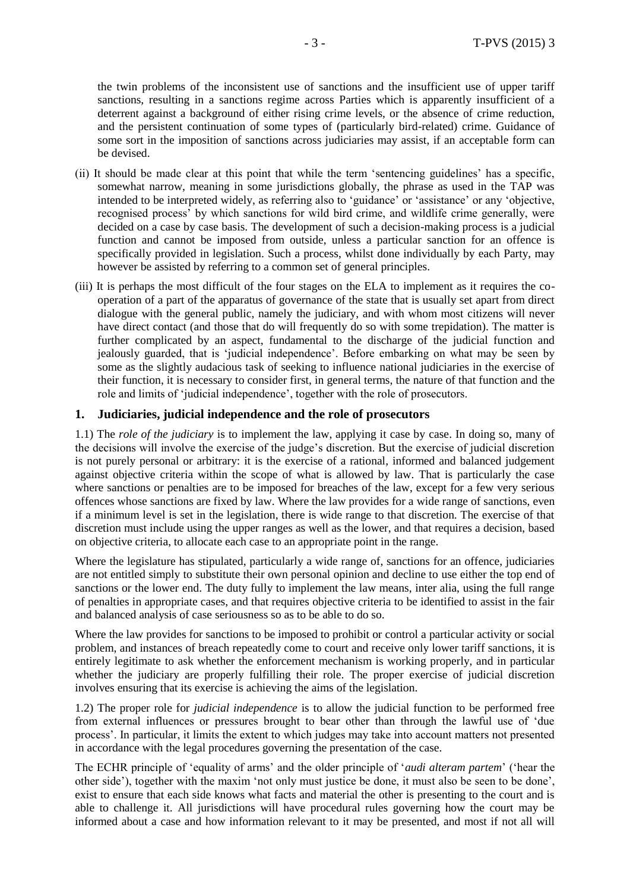the twin problems of the inconsistent use of sanctions and the insufficient use of upper tariff sanctions, resulting in a sanctions regime across Parties which is apparently insufficient of a deterrent against a background of either rising crime levels, or the absence of crime reduction, and the persistent continuation of some types of (particularly bird-related) crime. Guidance of some sort in the imposition of sanctions across judiciaries may assist, if an acceptable form can be devised.

(ii) It should be made clear at this point that while the term 'sentencing guidelines' has a specific, somewhat narrow, meaning in some jurisdictions globally, the phrase as used in the TAP was intended to be interpreted widely, as referring also to 'guidance' or 'assistance' or any 'objective, recognised process' by which sanctions for wild bird crime, and wildlife crime generally, were decided on a case by case basis. The development of such a decision-making process is a judicial function and cannot be imposed from outside, unless a particular sanction for an offence is specifically provided in legislation. Such a process, whilst done individually by each Party, may however be assisted by referring to a common set of general principles.

(iii) It is perhaps the most difficult of the four stages on the ELA to implement as it requires the co-operation of a part of the apparatus of governance of the state that is usually set apart from direct dialogue with the general public, namely the judiciary, and with whom most citizens will never have direct contact (and those that do will frequently do so with some trepidation). The matter is further complicated by an aspect, fundamental to the discharge of the judicial function and jealously guarded, that is 'judicial independence'. Before embarking on what may be seen by some as the slightly audacious task of seeking to influence national judiciaries in the exercise of their function, it is necessary to consider first, in general terms, the nature of that function and the role and limits of 'judicial independence', together with the role of prosecutors.

## 1. Judiciaries, judicial independence and the role of prosecutors

1.1) The *role of the judiciary* is to implement the law, applying it case by case. In doing so, many of the decisions will involve the exercise of the judge's discretion. But the exercise of judicial discretion is not purely personal or arbitrary: it is the exercise of a rational, informed and balanced judgement against objective criteria within the scope of what is allowed by law. That is particularly the case where sanctions or penalties are to be imposed for breaches of the law, except for a few very serious offences whose sanctions are fixed by law. Where the law provides for a wide range of sanctions, even if a minimum level is set in the legislation, there is wide range to that discretion. The exercise of that discretion must include using the upper ranges as well as the lower, and that requires a decision, based on objective criteria, to allocate each case to an appropriate point in the range.

Where the legislature has stipulated, particularly a wide range of, sanctions for an offence, judiciaries are not entitled simply to substitute their own personal opinion and decline to use either the top end of sanctions or the lower end. The duty fully to implement the law means, inter alia, using the full range of penalties in appropriate cases, and that requires objective criteria to be identified to assist in the fair and balanced analysis of case seriousness so as to be able to do so.

Where the law provides for sanctions to be imposed to prohibit or control a particular activity or social problem, and instances of breach repeatedly come to court and receive only lower tariff sanctions, it is entirely legitimate to ask whether the enforcement mechanism is working properly, and in particular whether the judiciary are properly fulfilling their role. The proper exercise of judicial discretion involves ensuring that its exercise is achieving the aims of the legislation.

1.2) The proper role for *judicial independence* is to allow the judicial function to be performed free from external influences or pressures brought to bear other than through the lawful use of 'due process'. In particular, it limits the extent to which judges may take into account matters not presented in accordance with the legal procedures governing the presentation of the case.

The ECHR principle of 'equality of arms' and the older principle of '*audi alteram partem*' ('hear the other side'), together with the maxim 'not only must justice be done, it must also be seen to be done', exist to ensure that each side knows what facts and material the other is presenting to the court and is able to challenge it. All jurisdictions will have procedural rules governing how the court may be informed about a case and how information relevant to it may be presented, and most if not all will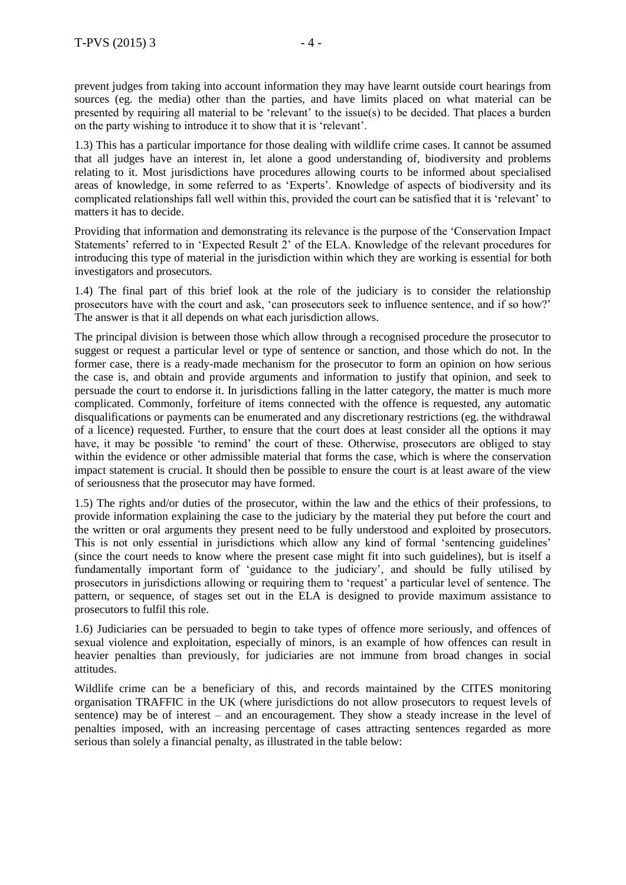prevent judges from taking into account information they may have learnt outside court hearings from sources (eg. the media) other than the parties, and have limits placed on what material can be presented by requiring all material to be 'relevant' to the issue(s) to be decided. That places a burden on the party wishing to introduce it to show that it is 'relevant'.

1.3) This has a particular importance for those dealing with wildlife crime cases. It cannot be assumed that all judges have an interest in, let alone a good understanding of, biodiversity and problems relating to it. Most jurisdictions have procedures allowing courts to be informed about specialised areas of knowledge, in some referred to as 'Experts'. Knowledge of aspects of biodiversity and its complicated relationships fall well within this, provided the court can be satisfied that it is 'relevant' to matters it has to decide.

Providing that information and demonstrating its relevance is the purpose of the 'Conservation Impact Statements' referred to in 'Expected Result 2' of the ELA. Knowledge of the relevant procedures for introducing this type of material in the jurisdiction within which they are working is essential for both investigators and prosecutors.

1.4) The final part of this brief look at the role of the judiciary is to consider the relationship prosecutors have with the court and ask, 'can prosecutors seek to influence sentence, and if so how?' The answer is that it all depends on what each jurisdiction allows.

The principal division is between those which allow through a recognised procedure the prosecutor to suggest or request a particular level or type of sentence or sanction, and those which do not. In the former case, there is a ready-made mechanism for the prosecutor to form an opinion on how serious the case is, and obtain and provide arguments and information to justify that opinion, and seek to persuade the court to endorse it. In jurisdictions falling in the latter category, the matter is much more complicated. Commonly, forfeiture of items connected with the offence is requested, any automatic disqualifications or payments can be enumerated and any discretionary restrictions (eg. the withdrawal of a licence) requested. Further, to ensure that the court does at least consider all the options it may have, it may be possible 'to remind' the court of these. Otherwise, prosecutors are obliged to stay within the evidence or other admissible material that forms the case, which is where the conservation impact statement is crucial. It should then be possible to ensure the court is at least aware of the view of seriousness that the prosecutor may have formed.

1.5) The rights and/or duties of the prosecutor, within the law and the ethics of their professions, to provide information explaining the case to the judiciary by the material they put before the court and the written or oral arguments they present need to be fully understood and exploited by prosecutors. This is not only essential in jurisdictions which allow any kind of formal 'sentencing guidelines' (since the court needs to know where the present case might fit into such guidelines), but is itself a fundamentally important form of 'guidance to the judiciary', and should be fully utilised by prosecutors in jurisdictions allowing or requiring them to 'request' a particular level of sentence. The pattern, or sequence, of stages set out in the ELA is designed to provide maximum assistance to prosecutors to fulfil this role.

1.6) Judiciaries can be persuaded to begin to take types of offence more seriously, and offences of sexual violence and exploitation, especially of minors, is an example of how offences can result in heavier penalties than previously, for judiciaries are not immune from broad changes in social attitudes.

Wildlife crime can be a beneficiary of this, and records maintained by the CITES monitoring organisation TRAFFIC in the UK (where jurisdictions do not allow prosecutors to request levels of sentence) may be of interest – and an encouragement. They show a steady increase in the level of penalties imposed, with an increasing percentage of cases attracting sentences regarded as more serious than solely a financial penalty, as illustrated in the table below: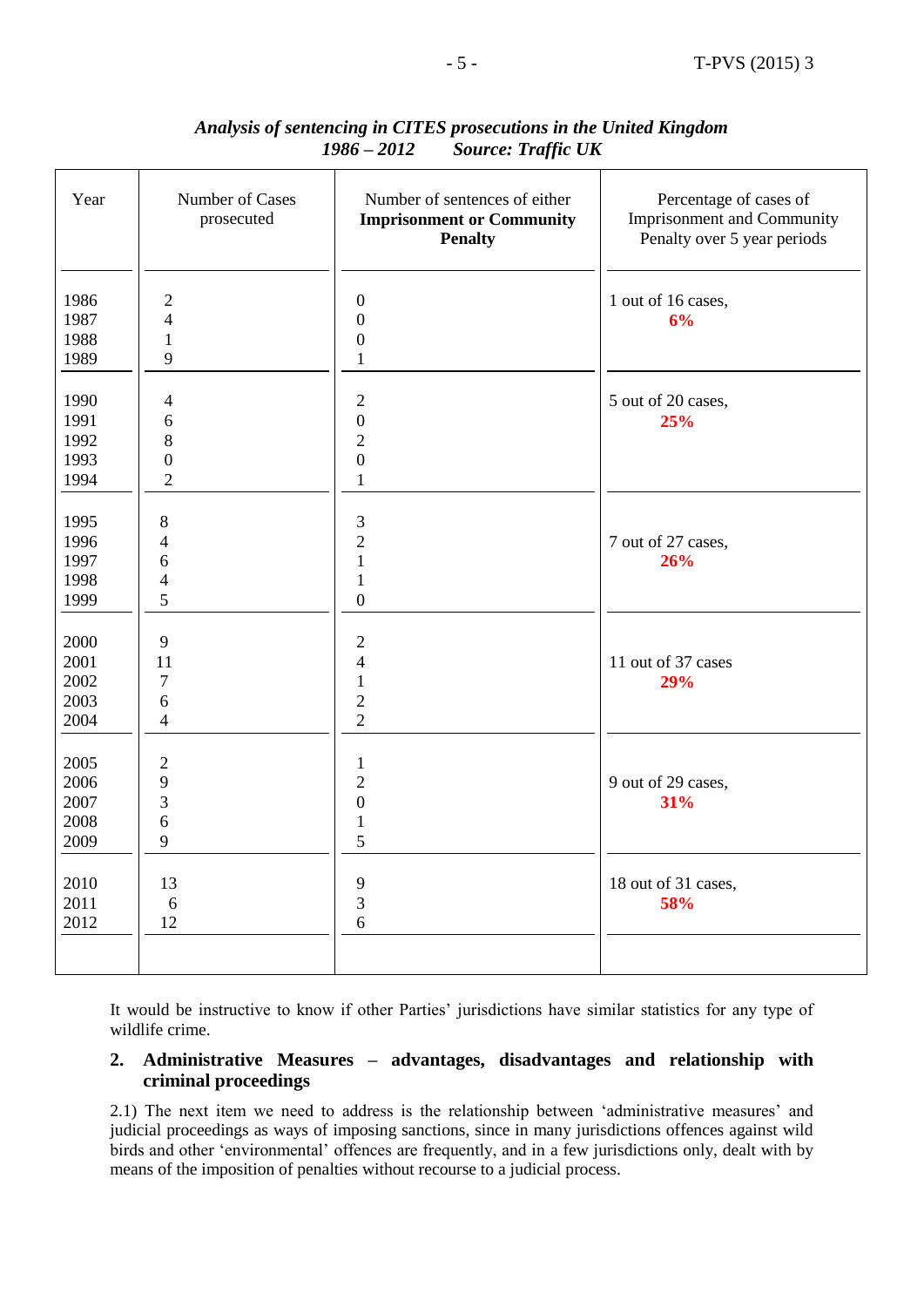*Analysis of sentencing in CITES prosecutions in the United Kingdom*
*1986 – 2012 Source: Traffic UK*

| Year | Number of Cases prosecuted | Number of sentences of either **Imprisonment or Community Penalty** | Percentage of cases of Imprisonment and Community Penalty over 5 year periods |
|---|---|---|---|
| 1986 | 2 | 0 | 1 out of 16 cases, **6%** |
| 1987 | 4 | 0 | |
| 1988 | 1 | 0 | |
| 1989 | 9 | 1 | |
| 1990 | 4 | 2 | 5 out of 20 cases, **25%** |
| 1991 | 6 | 0 | |
| 1992 | 8 | 2 | |
| 1993 | 0 | 0 | |
| 1994 | 2 | 1 | |
| 1995 | 8 | 3 | 7 out of 27 cases, **26%** |
| 1996 | 4 | 2 | |
| 1997 | 6 | 1 | |
| 1998 | 4 | 1 | |
| 1999 | 5 | 0 | |
| 2000 | 9 | 2 | 11 out of 37 cases **29%** |
| 2001 | 11 | 4 | |
| 2002 | 7 | 1 | |
| 2003 | 6 | 2 | |
| 2004 | 4 | 2 | |
| 2005 | 2 | 1 | 9 out of 29 cases, **31%** |
| 2006 | 9 | 2 | |
| 2007 | 3 | 0 | |
| 2008 | 6 | 1 | |
| 2009 | 9 | 5 | |
| 2010 | 13 | 9 | 18 out of 31 cases, **58%** |
| 2011 | 6 | 3 | |
| 2012 | 12 | 6 | |

It would be instructive to know if other Parties' jurisdictions have similar statistics for any type of wildlife crime.

## 2. Administrative Measures – advantages, disadvantages and relationship with criminal proceedings

2.1) The next item we need to address is the relationship between 'administrative measures' and judicial proceedings as ways of imposing sanctions, since in many jurisdictions offences against wild birds and other 'environmental' offences are frequently, and in a few jurisdictions only, dealt with by means of the imposition of penalties without recourse to a judicial process.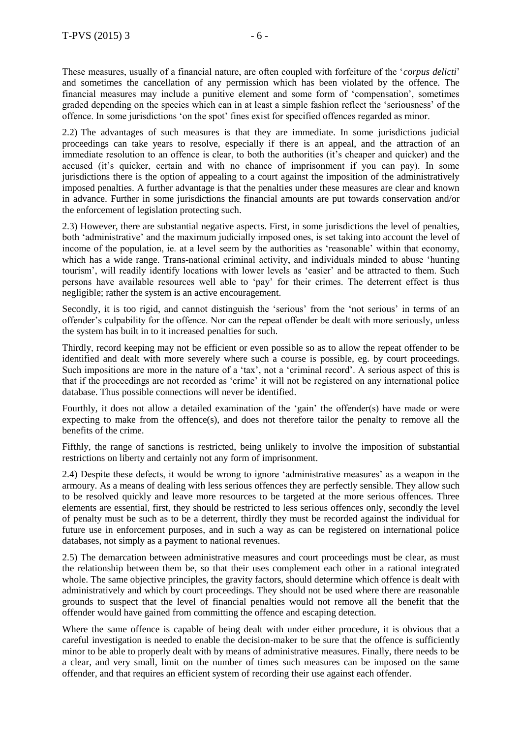These measures, usually of a financial nature, are often coupled with forfeiture of the '*corpus delicti*' and sometimes the cancellation of any permission which has been violated by the offence. The financial measures may include a punitive element and some form of 'compensation', sometimes graded depending on the species which can in at least a simple fashion reflect the 'seriousness' of the offence. In some jurisdictions 'on the spot' fines exist for specified offences regarded as minor.

2.2) The advantages of such measures is that they are immediate. In some jurisdictions judicial proceedings can take years to resolve, especially if there is an appeal, and the attraction of an immediate resolution to an offence is clear, to both the authorities (it's cheaper and quicker) and the accused (it's quicker, certain and with no chance of imprisonment if you can pay). In some jurisdictions there is the option of appealing to a court against the imposition of the administratively imposed penalties. A further advantage is that the penalties under these measures are clear and known in advance. Further in some jurisdictions the financial amounts are put towards conservation and/or the enforcement of legislation protecting such.

2.3) However, there are substantial negative aspects. First, in some jurisdictions the level of penalties, both 'administrative' and the maximum judicially imposed ones, is set taking into account the level of income of the population, ie. at a level seem by the authorities as 'reasonable' within that economy, which has a wide range. Trans-national criminal activity, and individuals minded to abuse 'hunting tourism', will readily identify locations with lower levels as 'easier' and be attracted to them. Such persons have available resources well able to 'pay' for their crimes. The deterrent effect is thus negligible; rather the system is an active encouragement.

Secondly, it is too rigid, and cannot distinguish the 'serious' from the 'not serious' in terms of an offender's culpability for the offence. Nor can the repeat offender be dealt with more seriously, unless the system has built in to it increased penalties for such.

Thirdly, record keeping may not be efficient or even possible so as to allow the repeat offender to be identified and dealt with more severely where such a course is possible, eg. by court proceedings. Such impositions are more in the nature of a 'tax', not a 'criminal record'. A serious aspect of this is that if the proceedings are not recorded as 'crime' it will not be registered on any international police database. Thus possible connections will never be identified.

Fourthly, it does not allow a detailed examination of the 'gain' the offender(s) have made or were expecting to make from the offence(s), and does not therefore tailor the penalty to remove all the benefits of the crime.

Fifthly, the range of sanctions is restricted, being unlikely to involve the imposition of substantial restrictions on liberty and certainly not any form of imprisonment.

2.4) Despite these defects, it would be wrong to ignore 'administrative measures' as a weapon in the armoury. As a means of dealing with less serious offences they are perfectly sensible. They allow such to be resolved quickly and leave more resources to be targeted at the more serious offences. Three elements are essential, first, they should be restricted to less serious offences only, secondly the level of penalty must be such as to be a deterrent, thirdly they must be recorded against the individual for future use in enforcement purposes, and in such a way as can be registered on international police databases, not simply as a payment to national revenues.

2.5) The demarcation between administrative measures and court proceedings must be clear, as must the relationship between them be, so that their uses complement each other in a rational integrated whole. The same objective principles, the gravity factors, should determine which offence is dealt with administratively and which by court proceedings. They should not be used where there are reasonable grounds to suspect that the level of financial penalties would not remove all the benefit that the offender would have gained from committing the offence and escaping detection.

Where the same offence is capable of being dealt with under either procedure, it is obvious that a careful investigation is needed to enable the decision-maker to be sure that the offence is sufficiently minor to be able to properly dealt with by means of administrative measures. Finally, there needs to be a clear, and very small, limit on the number of times such measures can be imposed on the same offender, and that requires an efficient system of recording their use against each offender.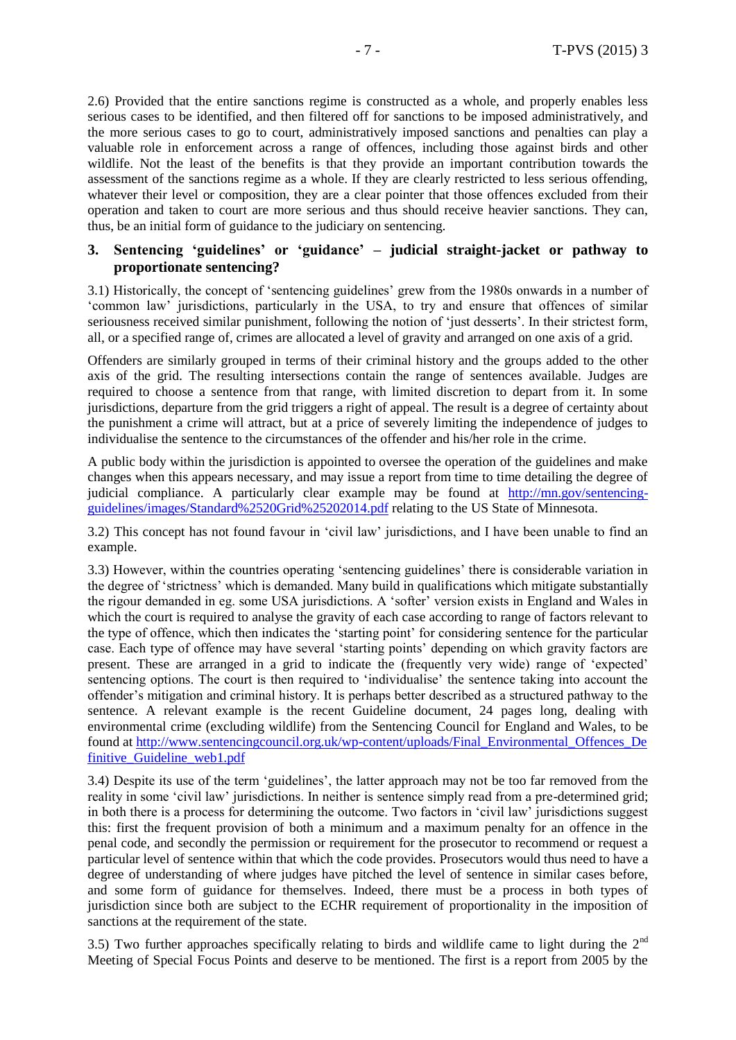2.6) Provided that the entire sanctions regime is constructed as a whole, and properly enables less serious cases to be identified, and then filtered off for sanctions to be imposed administratively, and the more serious cases to go to court, administratively imposed sanctions and penalties can play a valuable role in enforcement across a range of offences, including those against birds and other wildlife. Not the least of the benefits is that they provide an important contribution towards the assessment of the sanctions regime as a whole. If they are clearly restricted to less serious offending, whatever their level or composition, they are a clear pointer that those offences excluded from their operation and taken to court are more serious and thus should receive heavier sanctions. They can, thus, be an initial form of guidance to the judiciary on sentencing.

## 3. Sentencing 'guidelines' or 'guidance' – judicial straight-jacket or pathway to proportionate sentencing?

3.1) Historically, the concept of 'sentencing guidelines' grew from the 1980s onwards in a number of 'common law' jurisdictions, particularly in the USA, to try and ensure that offences of similar seriousness received similar punishment, following the notion of 'just desserts'. In their strictest form, all, or a specified range of, crimes are allocated a level of gravity and arranged on one axis of a grid.

Offenders are similarly grouped in terms of their criminal history and the groups added to the other axis of the grid. The resulting intersections contain the range of sentences available. Judges are required to choose a sentence from that range, with limited discretion to depart from it. In some jurisdictions, departure from the grid triggers a right of appeal. The result is a degree of certainty about the punishment a crime will attract, but at a price of severely limiting the independence of judges to individualise the sentence to the circumstances of the offender and his/her role in the crime.

A public body within the jurisdiction is appointed to oversee the operation of the guidelines and make changes when this appears necessary, and may issue a report from time to time detailing the degree of judicial compliance. A particularly clear example may be found at http://mn.gov/sentencing-guidelines/images/Standard%2520Grid%25202014.pdf relating to the US State of Minnesota.

3.2) This concept has not found favour in 'civil law' jurisdictions, and I have been unable to find an example.

3.3) However, within the countries operating 'sentencing guidelines' there is considerable variation in the degree of 'strictness' which is demanded. Many build in qualifications which mitigate substantially the rigour demanded in eg. some USA jurisdictions. A 'softer' version exists in England and Wales in which the court is required to analyse the gravity of each case according to range of factors relevant to the type of offence, which then indicates the 'starting point' for considering sentence for the particular case. Each type of offence may have several 'starting points' depending on which gravity factors are present. These are arranged in a grid to indicate the (frequently very wide) range of 'expected' sentencing options. The court is then required to 'individualise' the sentence taking into account the offender's mitigation and criminal history. It is perhaps better described as a structured pathway to the sentence. A relevant example is the recent Guideline document, 24 pages long, dealing with environmental crime (excluding wildlife) from the Sentencing Council for England and Wales, to be found at http://www.sentencingcouncil.org.uk/wp-content/uploads/Final_Environmental_Offences_Definitive_Guideline_web1.pdf

3.4) Despite its use of the term 'guidelines', the latter approach may not be too far removed from the reality in some 'civil law' jurisdictions. In neither is sentence simply read from a pre-determined grid; in both there is a process for determining the outcome. Two factors in 'civil law' jurisdictions suggest this: first the frequent provision of both a minimum and a maximum penalty for an offence in the penal code, and secondly the permission or requirement for the prosecutor to recommend or request a particular level of sentence within that which the code provides. Prosecutors would thus need to have a degree of understanding of where judges have pitched the level of sentence in similar cases before, and some form of guidance for themselves. Indeed, there must be a process in both types of jurisdiction since both are subject to the ECHR requirement of proportionality in the imposition of sanctions at the requirement of the state.

3.5) Two further approaches specifically relating to birds and wildlife came to light during the 2nd Meeting of Special Focus Points and deserve to be mentioned. The first is a report from 2005 by the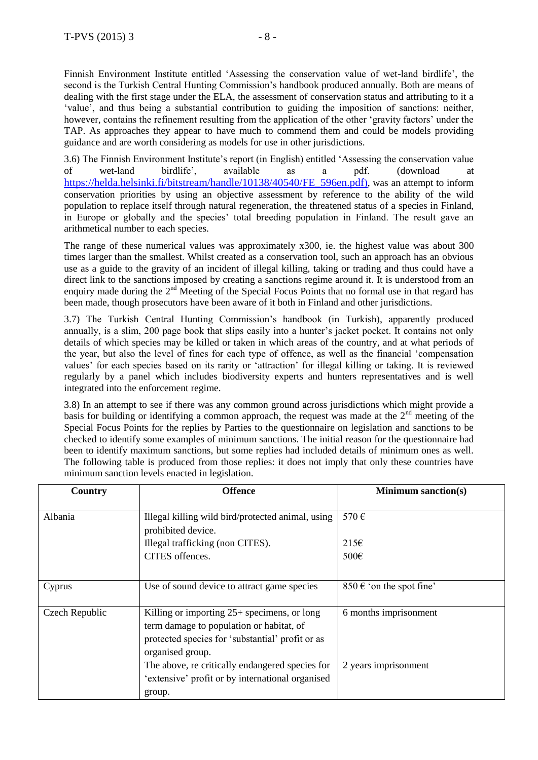Finnish Environment Institute entitled 'Assessing the conservation value of wet-land birdlife', the second is the Turkish Central Hunting Commission's handbook produced annually. Both are means of dealing with the first stage under the ELA, the assessment of conservation status and attributing to it a 'value', and thus being a substantial contribution to guiding the imposition of sanctions: neither, however, contains the refinement resulting from the application of the other 'gravity factors' under the TAP. As approaches they appear to have much to commend them and could be models providing guidance and are worth considering as models for use in other jurisdictions.

3.6) The Finnish Environment Institute's report (in English) entitled 'Assessing the conservation value of wet-land birdlife', available as a pdf. (download at https://helda.helsinki.fi/bitstream/handle/10138/40540/FE_596en.pdf), was an attempt to inform conservation priorities by using an objective assessment by reference to the ability of the wild population to replace itself through natural regeneration, the threatened status of a species in Finland, in Europe or globally and the species' total breeding population in Finland. The result gave an arithmetical number to each species.

The range of these numerical values was approximately x300, ie. the highest value was about 300 times larger than the smallest. Whilst created as a conservation tool, such an approach has an obvious use as a guide to the gravity of an incident of illegal killing, taking or trading and thus could have a direct link to the sanctions imposed by creating a sanctions regime around it. It is understood from an enquiry made during the 2nd Meeting of the Special Focus Points that no formal use in that regard has been made, though prosecutors have been aware of it both in Finland and other jurisdictions.

3.7) The Turkish Central Hunting Commission's handbook (in Turkish), apparently produced annually, is a slim, 200 page book that slips easily into a hunter's jacket pocket. It contains not only details of which species may be killed or taken in which areas of the country, and at what periods of the year, but also the level of fines for each type of offence, as well as the financial 'compensation values' for each species based on its rarity or 'attraction' for illegal killing or taking. It is reviewed regularly by a panel which includes biodiversity experts and hunters representatives and is well integrated into the enforcement regime.

3.8) In an attempt to see if there was any common ground across jurisdictions which might provide a basis for building or identifying a common approach, the request was made at the 2nd meeting of the Special Focus Points for the replies by Parties to the questionnaire on legislation and sanctions to be checked to identify some examples of minimum sanctions. The initial reason for the questionnaire had been to identify maximum sanctions, but some replies had included details of minimum ones as well. The following table is produced from those replies: it does not imply that only these countries have minimum sanction levels enacted in legislation.

| Country | Offence | Minimum sanction(s) |
|---|---|---|
| Albania | Illegal killing wild bird/protected animal, using prohibited device.<br>Illegal trafficking (non CITES).<br>CITES offences. | 570 €<br><br>215€<br>500€ |
| Cyprus | Use of sound device to attract game species | 850 € 'on the spot fine' |
| Czech Republic | Killing or importing 25+ specimens, or long term damage to population or habitat, of protected species for 'substantial' profit or as organised group.<br>The above, re critically endangered species for 'extensive' profit or by international organised group. | 6 months imprisonment<br><br><br><br>2 years imprisonment |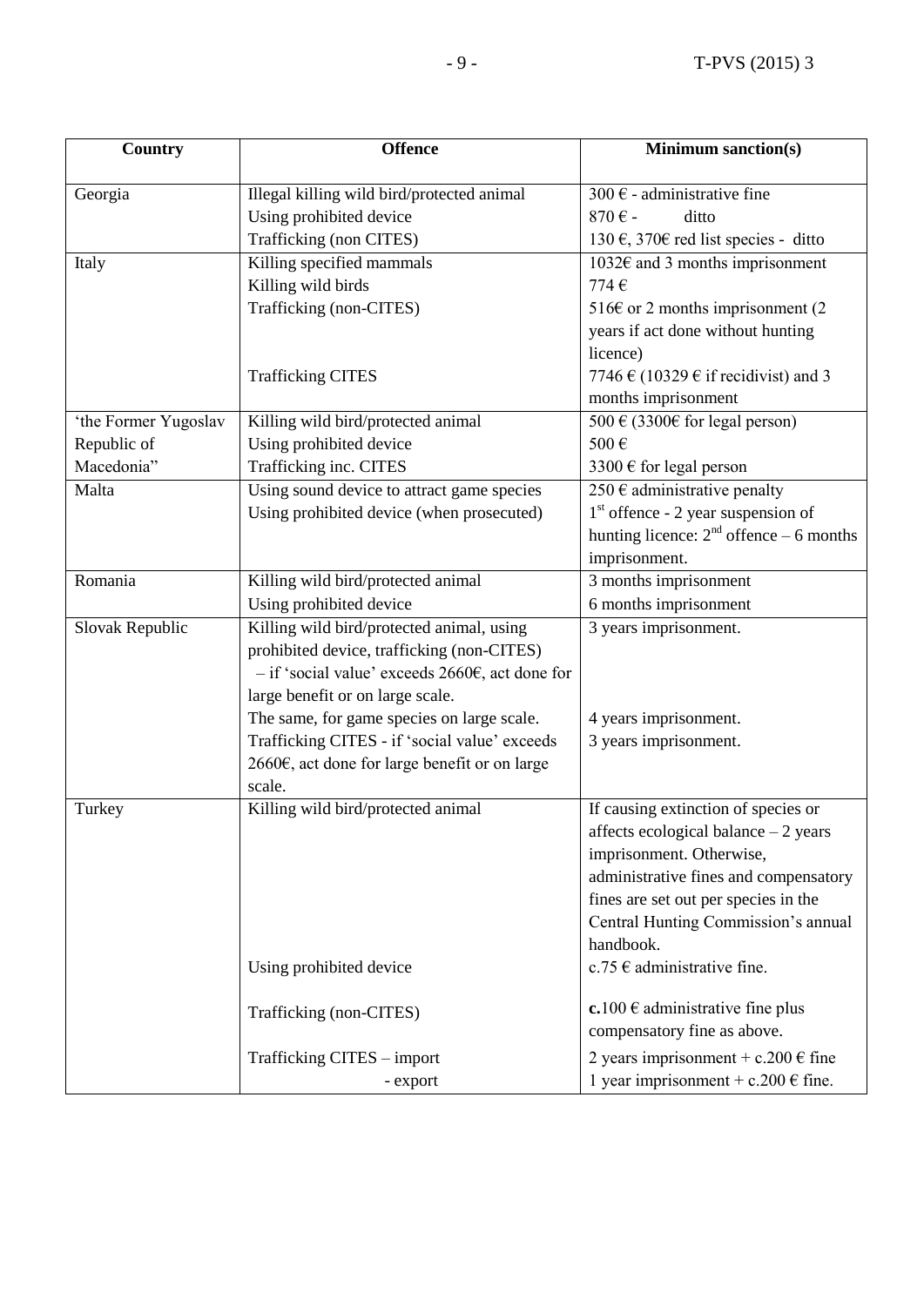| Country | Offence | Minimum sanction(s) |
|---|---|---|
| Georgia | Illegal killing wild bird/protected animal<br>Using prohibited device<br>Trafficking (non CITES) | 300 € - administrative fine<br>870 € - ditto<br>130 €, 370€ red list species - ditto |
| Italy | Killing specified mammals<br>Killing wild birds<br>Trafficking (non-CITES)<br><br>Trafficking CITES | 1032€ and 3 months imprisonment<br>774 €<br>516€ or 2 months imprisonment (2 years if act done without hunting licence)<br>7746 € (10329 € if recidivist) and 3 months imprisonment |
| 'the Former Yugoslav Republic of Macedonia" | Killing wild bird/protected animal<br>Using prohibited device<br>Trafficking inc. CITES | 500 € (3300€ for legal person)<br>500 €<br>3300 € for legal person |
| Malta | Using sound device to attract game species<br>Using prohibited device (when prosecuted) | 250 € administrative penalty<br>1st offence - 2 year suspension of hunting licence: 2nd offence – 6 months imprisonment. |
| Romania | Killing wild bird/protected animal<br>Using prohibited device | 3 months imprisonment<br>6 months imprisonment |
| Slovak Republic | Killing wild bird/protected animal, using prohibited device, trafficking (non-CITES) – if 'social value' exceeds 2660€, act done for large benefit or on large scale.<br>The same, for game species on large scale.<br>Trafficking CITES - if 'social value' exceeds 2660€, act done for large benefit or on large scale. | 3 years imprisonment.<br><br>4 years imprisonment.<br>3 years imprisonment. |
| Turkey | Killing wild bird/protected animal<br><br>Using prohibited device<br><br>Trafficking (non-CITES)<br><br>Trafficking CITES – import<br>- export | If causing extinction of species or affects ecological balance – 2 years imprisonment. Otherwise, administrative fines and compensatory fines are set out per species in the Central Hunting Commission's annual handbook.<br>c.75 € administrative fine.<br><br>**c.**100 € administrative fine plus compensatory fine as above.<br><br>2 years imprisonment + c.200 € fine<br>1 year imprisonment + c.200 € fine. |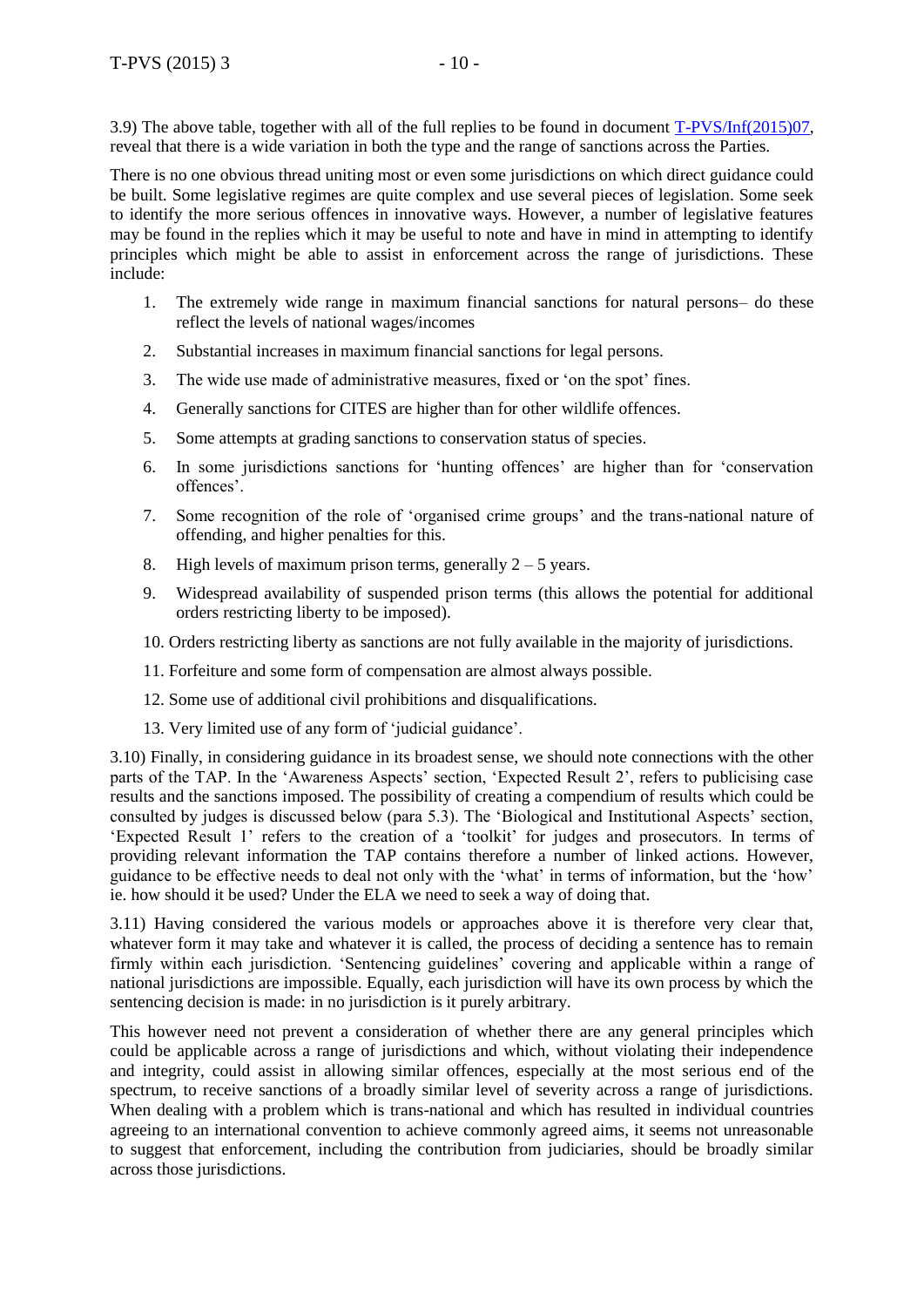3.9) The above table, together with all of the full replies to be found in document [T-PVS/Inf(2015)07](T-PVS/Inf(2015)07), reveal that there is a wide variation in both the type and the range of sanctions across the Parties.

There is no one obvious thread uniting most or even some jurisdictions on which direct guidance could be built. Some legislative regimes are quite complex and use several pieces of legislation. Some seek to identify the more serious offences in innovative ways. However, a number of legislative features may be found in the replies which it may be useful to note and have in mind in attempting to identify principles which might be able to assist in enforcement across the range of jurisdictions. These include:

1. The extremely wide range in maximum financial sanctions for natural persons– do these reflect the levels of national wages/incomes
2. Substantial increases in maximum financial sanctions for legal persons.
3. The wide use made of administrative measures, fixed or 'on the spot' fines.
4. Generally sanctions for CITES are higher than for other wildlife offences.
5. Some attempts at grading sanctions to conservation status of species.
6. In some jurisdictions sanctions for 'hunting offences' are higher than for 'conservation offences'.
7. Some recognition of the role of 'organised crime groups' and the trans-national nature of offending, and higher penalties for this.
8. High levels of maximum prison terms, generally 2 – 5 years.
9. Widespread availability of suspended prison terms (this allows the potential for additional orders restricting liberty to be imposed).
10. Orders restricting liberty as sanctions are not fully available in the majority of jurisdictions.
11. Forfeiture and some form of compensation are almost always possible.
12. Some use of additional civil prohibitions and disqualifications.
13. Very limited use of any form of 'judicial guidance'.

3.10) Finally, in considering guidance in its broadest sense, we should note connections with the other parts of the TAP. In the 'Awareness Aspects' section, 'Expected Result 2', refers to publicising case results and the sanctions imposed. The possibility of creating a compendium of results which could be consulted by judges is discussed below (para 5.3). The 'Biological and Institutional Aspects' section, 'Expected Result 1' refers to the creation of a 'toolkit' for judges and prosecutors. In terms of providing relevant information the TAP contains therefore a number of linked actions. However, guidance to be effective needs to deal not only with the 'what' in terms of information, but the 'how' ie. how should it be used? Under the ELA we need to seek a way of doing that.

3.11) Having considered the various models or approaches above it is therefore very clear that, whatever form it may take and whatever it is called, the process of deciding a sentence has to remain firmly within each jurisdiction. 'Sentencing guidelines' covering and applicable within a range of national jurisdictions are impossible. Equally, each jurisdiction will have its own process by which the sentencing decision is made: in no jurisdiction is it purely arbitrary.

This however need not prevent a consideration of whether there are any general principles which could be applicable across a range of jurisdictions and which, without violating their independence and integrity, could assist in allowing similar offences, especially at the most serious end of the spectrum, to receive sanctions of a broadly similar level of severity across a range of jurisdictions. When dealing with a problem which is trans-national and which has resulted in individual countries agreeing to an international convention to achieve commonly agreed aims, it seems not unreasonable to suggest that enforcement, including the contribution from judiciaries, should be broadly similar across those jurisdictions.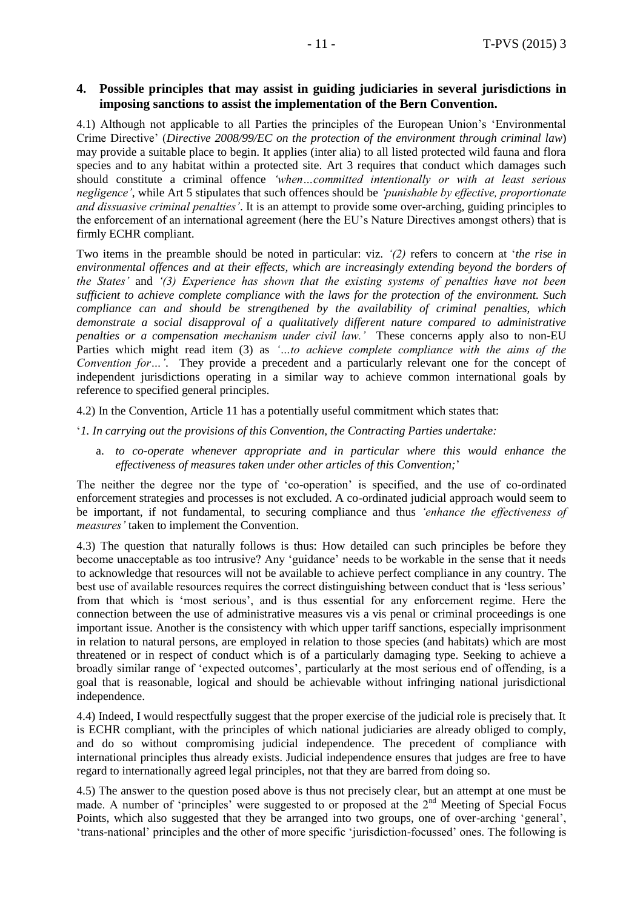## 4. Possible principles that may assist in guiding judiciaries in several jurisdictions in imposing sanctions to assist the implementation of the Bern Convention.

4.1) Although not applicable to all Parties the principles of the European Union's 'Environmental Crime Directive' (*Directive 2008/99/EC on the protection of the environment through criminal law*) may provide a suitable place to begin. It applies (inter alia) to all listed protected wild fauna and flora species and to any habitat within a protected site. Art 3 requires that conduct which damages such should constitute a criminal offence *'when…committed intentionally or with at least serious negligence'*, while Art 5 stipulates that such offences should be *'punishable by effective, proportionate and dissuasive criminal penalties'*. It is an attempt to provide some over-arching, guiding principles to the enforcement of an international agreement (here the EU's Nature Directives amongst others) that is firmly ECHR compliant.

Two items in the preamble should be noted in particular: viz. *'(2)* refers to concern at '*the rise in environmental offences and at their effects, which are increasingly extending beyond the borders of the States'* and *'(3) Experience has shown that the existing systems of penalties have not been sufficient to achieve complete compliance with the laws for the protection of the environment. Such compliance can and should be strengthened by the availability of criminal penalties, which demonstrate a social disapproval of a qualitatively different nature compared to administrative penalties or a compensation mechanism under civil law.'* These concerns apply also to non-EU Parties which might read item (3) as *'…to achieve complete compliance with the aims of the Convention for…'*. They provide a precedent and a particularly relevant one for the concept of independent jurisdictions operating in a similar way to achieve common international goals by reference to specified general principles.

4.2) In the Convention, Article 11 has a potentially useful commitment which states that:

'*1. In carrying out the provisions of this Convention, the Contracting Parties undertake:*

a. *to co-operate whenever appropriate and in particular where this would enhance the effectiveness of measures taken under other articles of this Convention;*'

The neither the degree nor the type of 'co-operation' is specified, and the use of co-ordinated enforcement strategies and processes is not excluded. A co-ordinated judicial approach would seem to be important, if not fundamental, to securing compliance and thus *'enhance the effectiveness of measures'* taken to implement the Convention.

4.3) The question that naturally follows is thus: How detailed can such principles be before they become unacceptable as too intrusive? Any 'guidance' needs to be workable in the sense that it needs to acknowledge that resources will not be available to achieve perfect compliance in any country. The best use of available resources requires the correct distinguishing between conduct that is 'less serious' from that which is 'most serious', and is thus essential for any enforcement regime. Here the connection between the use of administrative measures vis a vis penal or criminal proceedings is one important issue. Another is the consistency with which upper tariff sanctions, especially imprisonment in relation to natural persons, are employed in relation to those species (and habitats) which are most threatened or in respect of conduct which is of a particularly damaging type. Seeking to achieve a broadly similar range of 'expected outcomes', particularly at the most serious end of offending, is a goal that is reasonable, logical and should be achievable without infringing national jurisdictional independence.

4.4) Indeed, I would respectfully suggest that the proper exercise of the judicial role is precisely that. It is ECHR compliant, with the principles of which national judiciaries are already obliged to comply, and do so without compromising judicial independence. The precedent of compliance with international principles thus already exists. Judicial independence ensures that judges are free to have regard to internationally agreed legal principles, not that they are barred from doing so.

4.5) The answer to the question posed above is thus not precisely clear, but an attempt at one must be made. A number of 'principles' were suggested to or proposed at the 2nd Meeting of Special Focus Points, which also suggested that they be arranged into two groups, one of over-arching 'general', 'trans-national' principles and the other of more specific 'jurisdiction-focussed' ones. The following is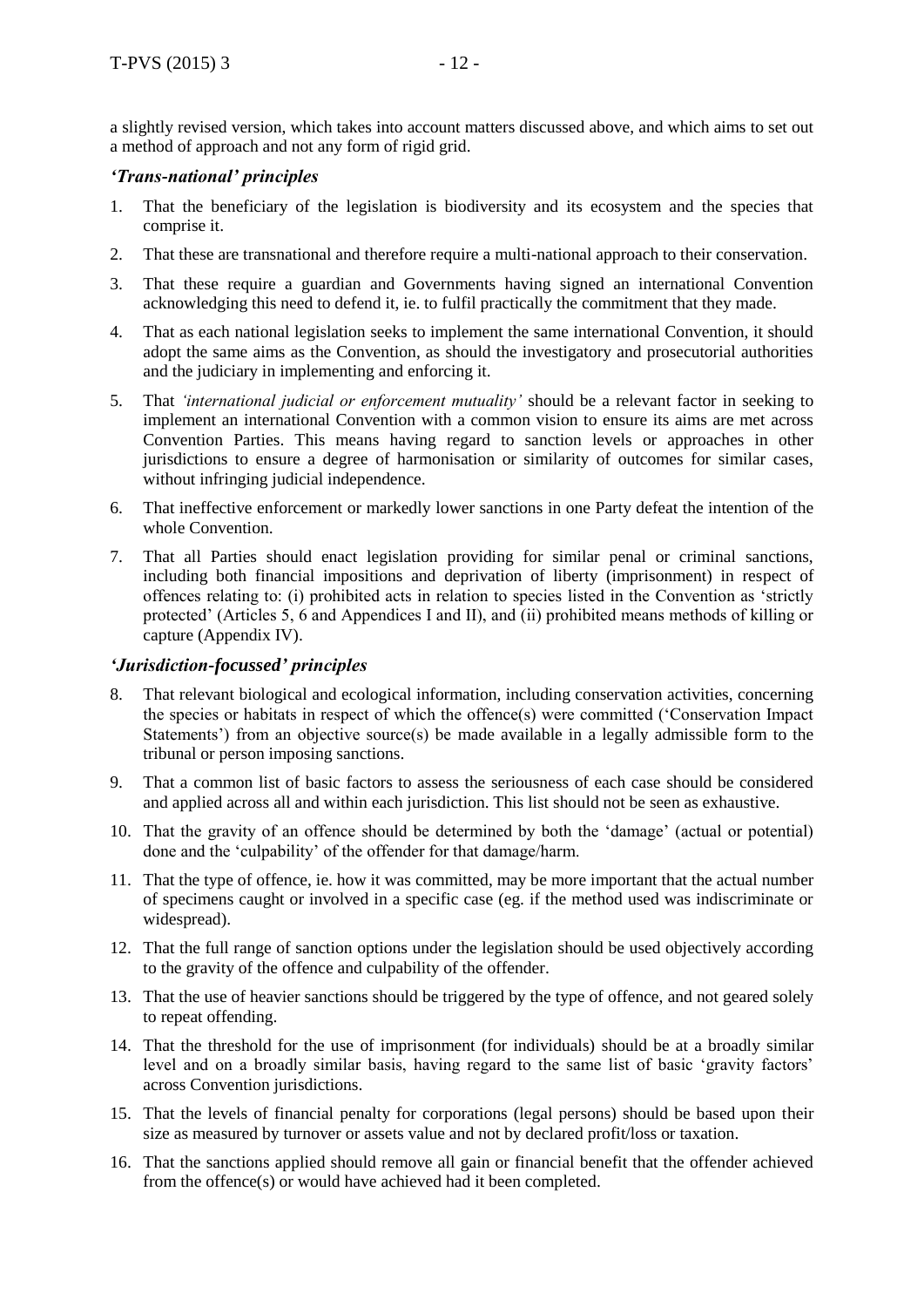a slightly revised version, which takes into account matters discussed above, and which aims to set out a method of approach and not any form of rigid grid.

### *'Trans-national' principles*

1. That the beneficiary of the legislation is biodiversity and its ecosystem and the species that comprise it.
2. That these are transnational and therefore require a multi-national approach to their conservation.
3. That these require a guardian and Governments having signed an international Convention acknowledging this need to defend it, ie. to fulfil practically the commitment that they made.
4. That as each national legislation seeks to implement the same international Convention, it should adopt the same aims as the Convention, as should the investigatory and prosecutorial authorities and the judiciary in implementing and enforcing it.
5. That *'international judicial or enforcement mutuality'* should be a relevant factor in seeking to implement an international Convention with a common vision to ensure its aims are met across Convention Parties. This means having regard to sanction levels or approaches in other jurisdictions to ensure a degree of harmonisation or similarity of outcomes for similar cases, without infringing judicial independence.
6. That ineffective enforcement or markedly lower sanctions in one Party defeat the intention of the whole Convention.
7. That all Parties should enact legislation providing for similar penal or criminal sanctions, including both financial impositions and deprivation of liberty (imprisonment) in respect of offences relating to: (i) prohibited acts in relation to species listed in the Convention as 'strictly protected' (Articles 5, 6 and Appendices I and II), and (ii) prohibited means methods of killing or capture (Appendix IV).

### *'Jurisdiction-focussed' principles*

8. That relevant biological and ecological information, including conservation activities, concerning the species or habitats in respect of which the offence(s) were committed ('Conservation Impact Statements') from an objective source(s) be made available in a legally admissible form to the tribunal or person imposing sanctions.
9. That a common list of basic factors to assess the seriousness of each case should be considered and applied across all and within each jurisdiction. This list should not be seen as exhaustive.
10. That the gravity of an offence should be determined by both the 'damage' (actual or potential) done and the 'culpability' of the offender for that damage/harm.
11. That the type of offence, ie. how it was committed, may be more important that the actual number of specimens caught or involved in a specific case (eg. if the method used was indiscriminate or widespread).
12. That the full range of sanction options under the legislation should be used objectively according to the gravity of the offence and culpability of the offender.
13. That the use of heavier sanctions should be triggered by the type of offence, and not geared solely to repeat offending.
14. That the threshold for the use of imprisonment (for individuals) should be at a broadly similar level and on a broadly similar basis, having regard to the same list of basic 'gravity factors' across Convention jurisdictions.
15. That the levels of financial penalty for corporations (legal persons) should be based upon their size as measured by turnover or assets value and not by declared profit/loss or taxation.
16. That the sanctions applied should remove all gain or financial benefit that the offender achieved from the offence(s) or would have achieved had it been completed.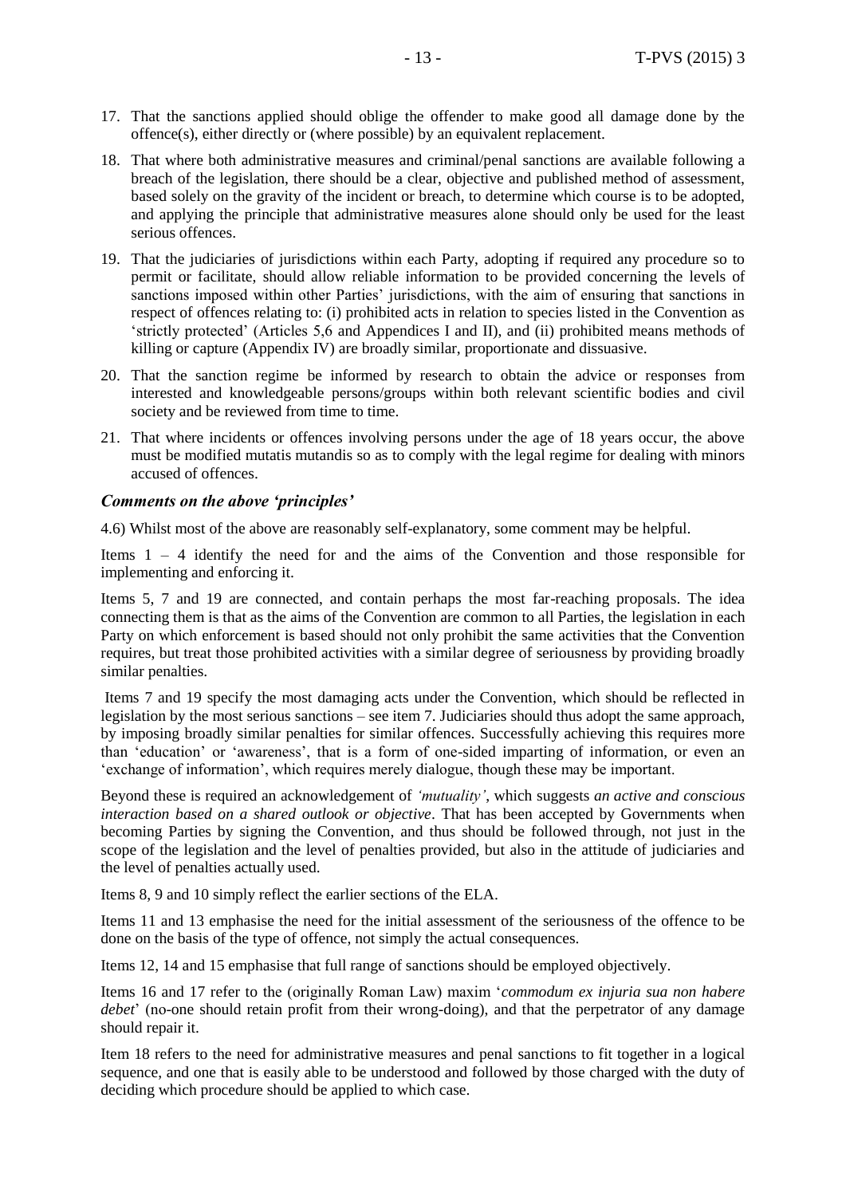17. That the sanctions applied should oblige the offender to make good all damage done by the offence(s), either directly or (where possible) by an equivalent replacement.
18. That where both administrative measures and criminal/penal sanctions are available following a breach of the legislation, there should be a clear, objective and published method of assessment, based solely on the gravity of the incident or breach, to determine which course is to be adopted, and applying the principle that administrative measures alone should only be used for the least serious offences.
19. That the judiciaries of jurisdictions within each Party, adopting if required any procedure so to permit or facilitate, should allow reliable information to be provided concerning the levels of sanctions imposed within other Parties' jurisdictions, with the aim of ensuring that sanctions in respect of offences relating to: (i) prohibited acts in relation to species listed in the Convention as 'strictly protected' (Articles 5,6 and Appendices I and II), and (ii) prohibited means methods of killing or capture (Appendix IV) are broadly similar, proportionate and dissuasive.
20. That the sanction regime be informed by research to obtain the advice or responses from interested and knowledgeable persons/groups within both relevant scientific bodies and civil society and be reviewed from time to time.
21. That where incidents or offences involving persons under the age of 18 years occur, the above must be modified mutatis mutandis so as to comply with the legal regime for dealing with minors accused of offences.

### *Comments on the above 'principles'*

4.6) Whilst most of the above are reasonably self-explanatory, some comment may be helpful.

Items 1 – 4 identify the need for and the aims of the Convention and those responsible for implementing and enforcing it.

Items 5, 7 and 19 are connected, and contain perhaps the most far-reaching proposals. The idea connecting them is that as the aims of the Convention are common to all Parties, the legislation in each Party on which enforcement is based should not only prohibit the same activities that the Convention requires, but treat those prohibited activities with a similar degree of seriousness by providing broadly similar penalties.

Items 7 and 19 specify the most damaging acts under the Convention, which should be reflected in legislation by the most serious sanctions – see item 7. Judiciaries should thus adopt the same approach, by imposing broadly similar penalties for similar offences. Successfully achieving this requires more than 'education' or 'awareness', that is a form of one-sided imparting of information, or even an 'exchange of information', which requires merely dialogue, though these may be important.

Beyond these is required an acknowledgement of *'mutuality'*, which suggests *an active and conscious interaction based on a shared outlook or objective*. That has been accepted by Governments when becoming Parties by signing the Convention, and thus should be followed through, not just in the scope of the legislation and the level of penalties provided, but also in the attitude of judiciaries and the level of penalties actually used.

Items 8, 9 and 10 simply reflect the earlier sections of the ELA.

Items 11 and 13 emphasise the need for the initial assessment of the seriousness of the offence to be done on the basis of the type of offence, not simply the actual consequences.

Items 12, 14 and 15 emphasise that full range of sanctions should be employed objectively.

Items 16 and 17 refer to the (originally Roman Law) maxim '*commodum ex injuria sua non habere debet*' (no-one should retain profit from their wrong-doing), and that the perpetrator of any damage should repair it.

Item 18 refers to the need for administrative measures and penal sanctions to fit together in a logical sequence, and one that is easily able to be understood and followed by those charged with the duty of deciding which procedure should be applied to which case.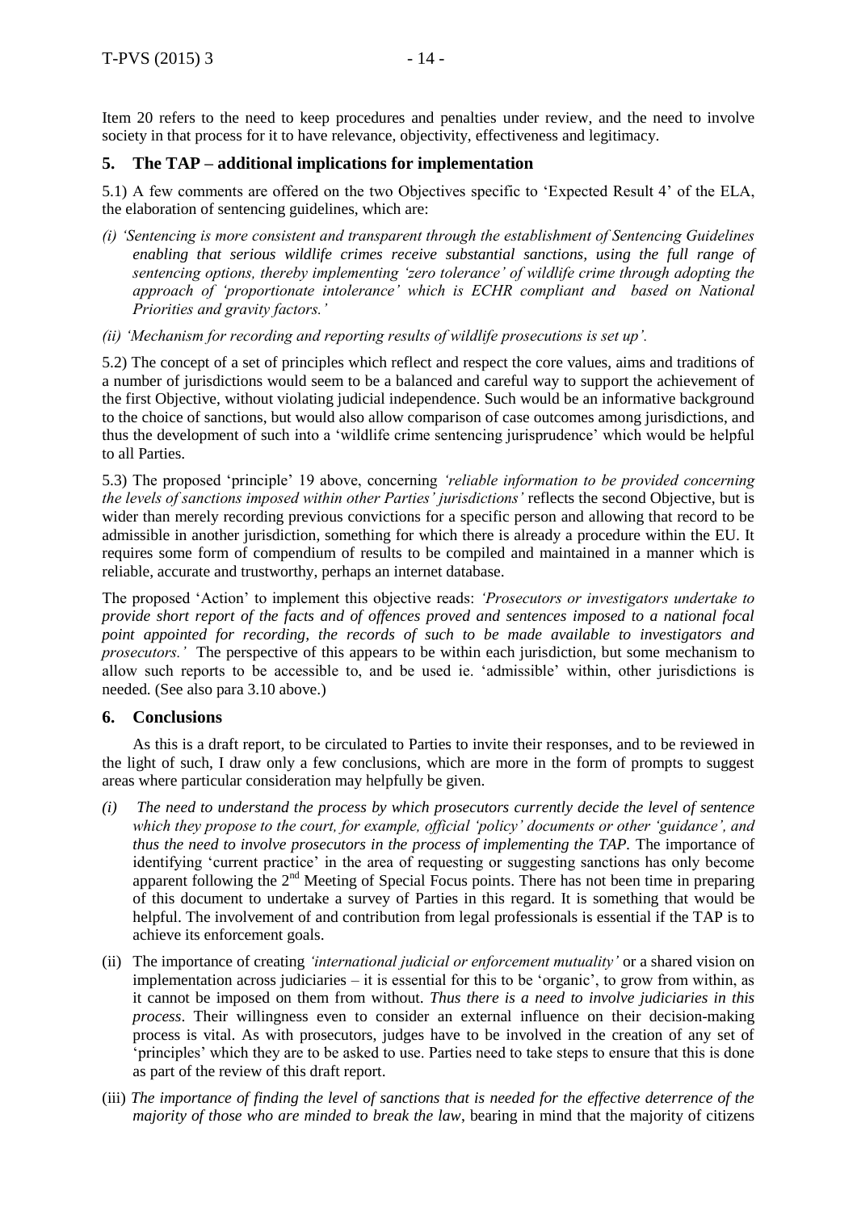Item 20 refers to the need to keep procedures and penalties under review, and the need to involve society in that process for it to have relevance, objectivity, effectiveness and legitimacy.

## 5. The TAP – additional implications for implementation

5.1) A few comments are offered on the two Objectives specific to 'Expected Result 4' of the ELA, the elaboration of sentencing guidelines, which are:

*(i) 'Sentencing is more consistent and transparent through the establishment of Sentencing Guidelines enabling that serious wildlife crimes receive substantial sanctions, using the full range of sentencing options, thereby implementing 'zero tolerance' of wildlife crime through adopting the approach of 'proportionate intolerance' which is ECHR compliant and based on National Priorities and gravity factors.'*

*(ii) 'Mechanism for recording and reporting results of wildlife prosecutions is set up'.*

5.2) The concept of a set of principles which reflect and respect the core values, aims and traditions of a number of jurisdictions would seem to be a balanced and careful way to support the achievement of the first Objective, without violating judicial independence. Such would be an informative background to the choice of sanctions, but would also allow comparison of case outcomes among jurisdictions, and thus the development of such into a 'wildlife crime sentencing jurisprudence' which would be helpful to all Parties.

5.3) The proposed 'principle' 19 above, concerning *'reliable information to be provided concerning the levels of sanctions imposed within other Parties' jurisdictions'* reflects the second Objective, but is wider than merely recording previous convictions for a specific person and allowing that record to be admissible in another jurisdiction, something for which there is already a procedure within the EU. It requires some form of compendium of results to be compiled and maintained in a manner which is reliable, accurate and trustworthy, perhaps an internet database.

The proposed 'Action' to implement this objective reads: *'Prosecutors or investigators undertake to provide short report of the facts and of offences proved and sentences imposed to a national focal point appointed for recording, the records of such to be made available to investigators and prosecutors.'* The perspective of this appears to be within each jurisdiction, but some mechanism to allow such reports to be accessible to, and be used ie. 'admissible' within, other jurisdictions is needed. (See also para 3.10 above.)

## 6. Conclusions

As this is a draft report, to be circulated to Parties to invite their responses, and to be reviewed in the light of such, I draw only a few conclusions, which are more in the form of prompts to suggest areas where particular consideration may helpfully be given.

*(i) The need to understand the process by which prosecutors currently decide the level of sentence which they propose to the court, for example, official 'policy' documents or other 'guidance', and thus the need to involve prosecutors in the process of implementing the TAP.* The importance of identifying 'current practice' in the area of requesting or suggesting sanctions has only become apparent following the 2nd Meeting of Special Focus points. There has not been time in preparing of this document to undertake a survey of Parties in this regard. It is something that would be helpful. The involvement of and contribution from legal professionals is essential if the TAP is to achieve its enforcement goals.

(ii) The importance of creating *'international judicial or enforcement mutuality'* or a shared vision on implementation across judiciaries – it is essential for this to be 'organic', to grow from within, as it cannot be imposed on them from without. *Thus there is a need to involve judiciaries in this process*. Their willingness even to consider an external influence on their decision-making process is vital. As with prosecutors, judges have to be involved in the creation of any set of 'principles' which they are to be asked to use. Parties need to take steps to ensure that this is done as part of the review of this draft report.

(iii) *The importance of finding the level of sanctions that is needed for the effective deterrence of the majority of those who are minded to break the law*, bearing in mind that the majority of citizens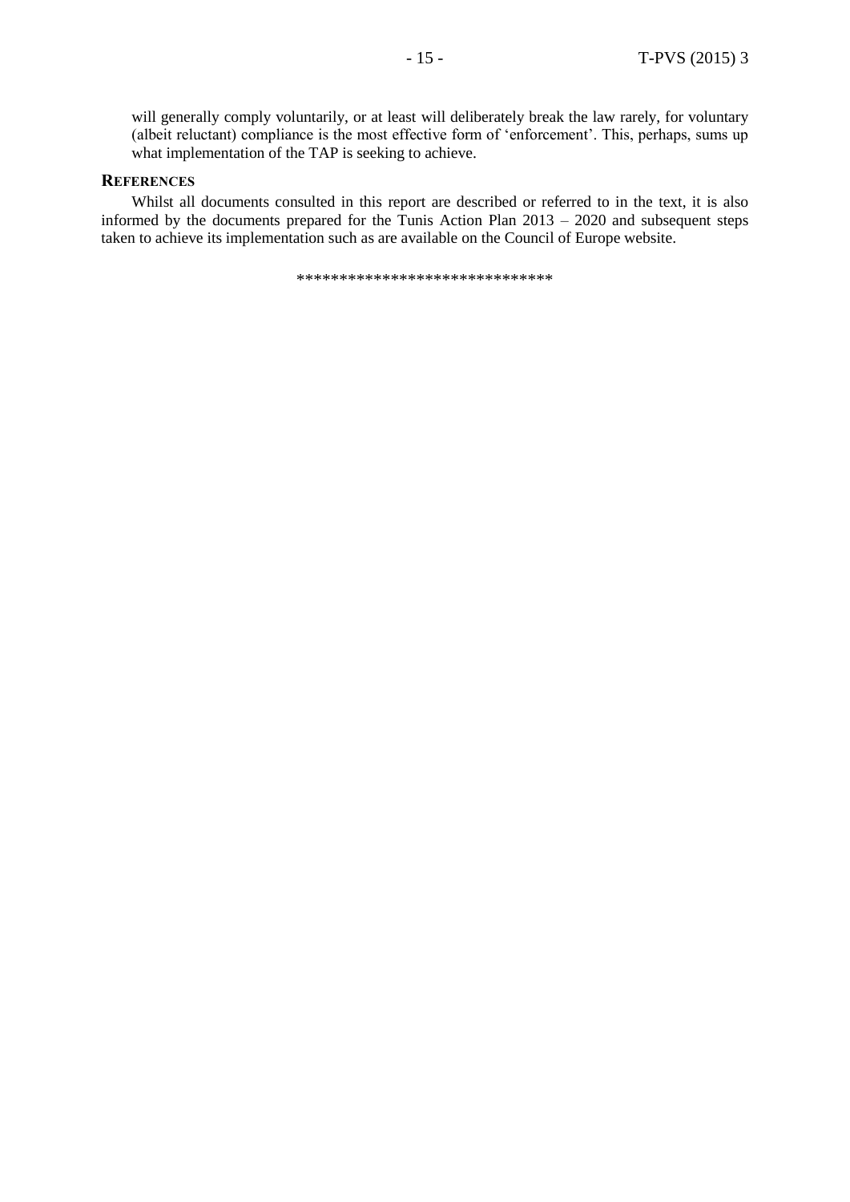will generally comply voluntarily, or at least will deliberately break the law rarely, for voluntary (albeit reluctant) compliance is the most effective form of 'enforcement'. This, perhaps, sums up what implementation of the TAP is seeking to achieve.

## REFERENCES

Whilst all documents consulted in this report are described or referred to in the text, it is also informed by the documents prepared for the Tunis Action Plan 2013 – 2020 and subsequent steps taken to achieve its implementation such as are available on the Council of Europe website.

*****************************